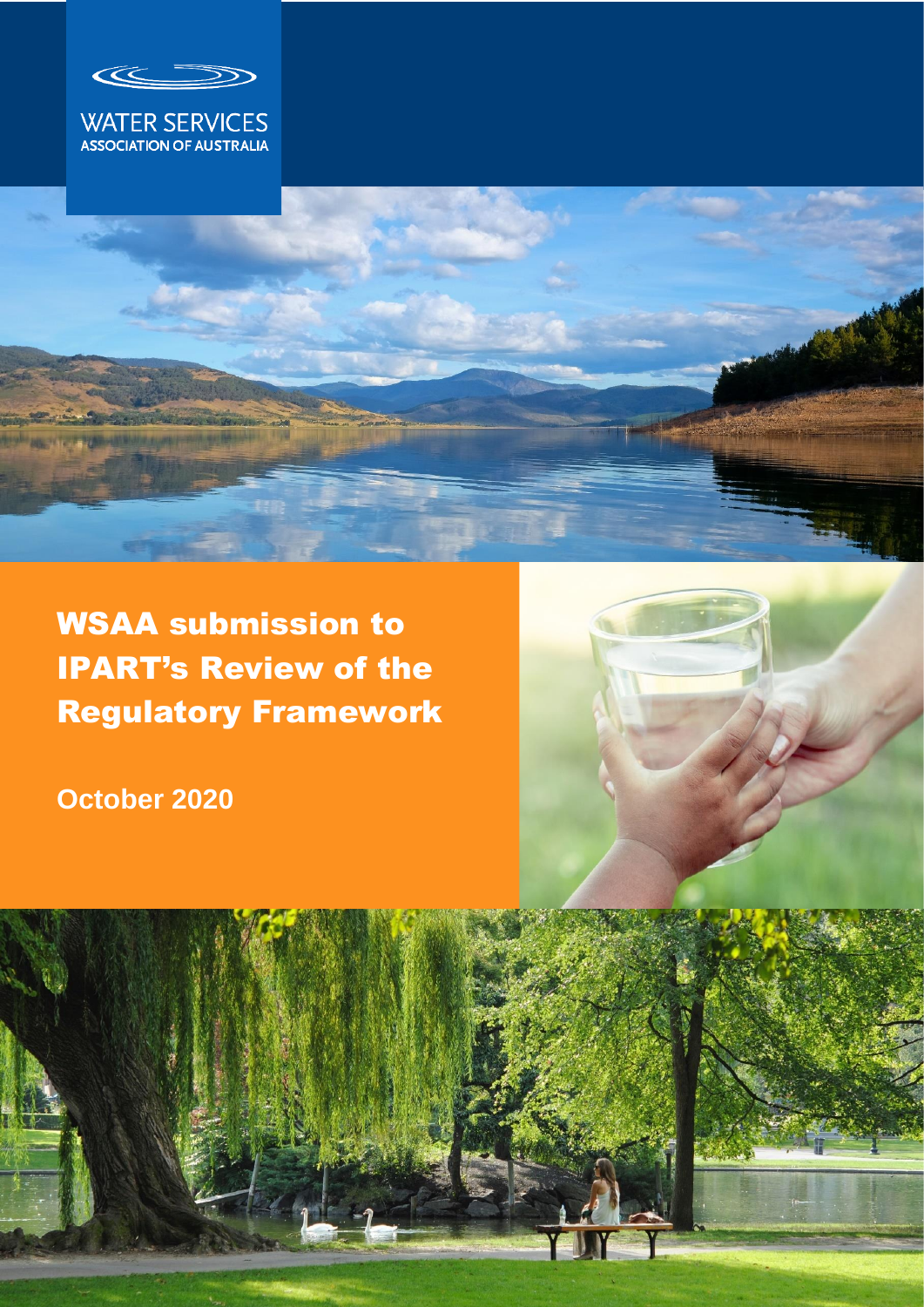WATER SERVICES
ASSOCIATION OF AUSTRALIA

# WSAA submission to IPART's Review of the Regulatory Framework

**October 2020**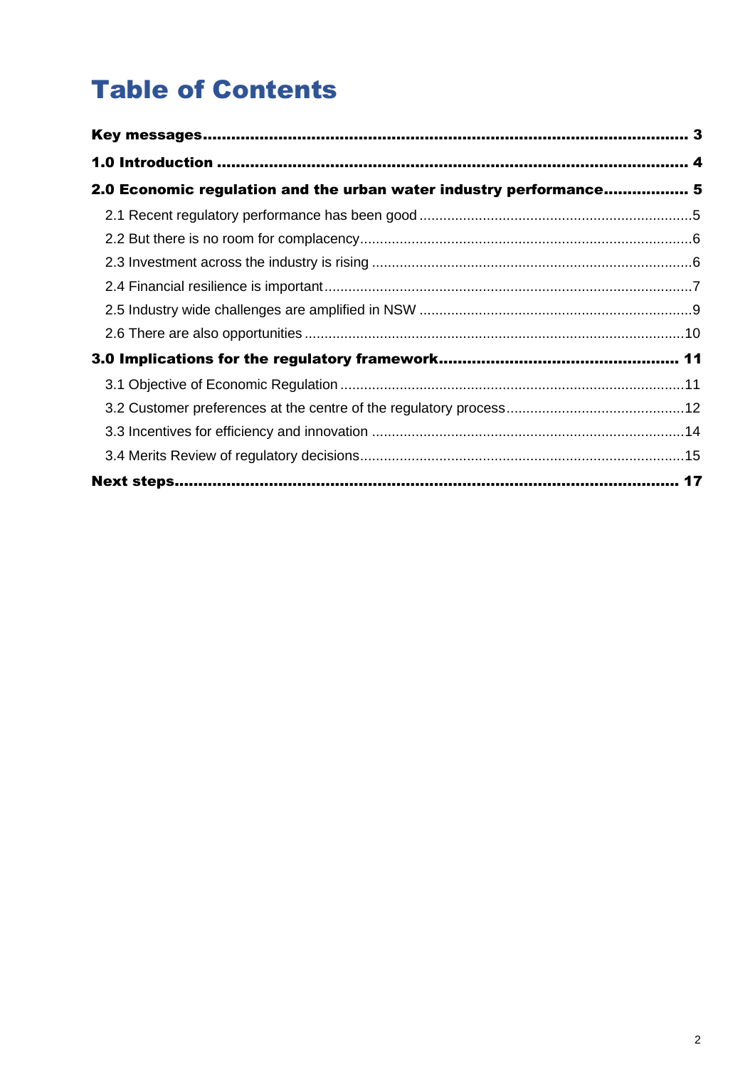# Table of Contents

**Key messages** ........................................................................................ **3**

**1.0 Introduction** ........................................................................................ **4**

**2.0 Economic regulation and the urban water industry performance** ................. **5**

- 2.1 Recent regulatory performance has been good ........................................ 5
- 2.2 But there is no room for complacency ..................................................... 6
- 2.3 Investment across the industry is rising ................................................... 6
- 2.4 Financial resilience is important ............................................................. 7
- 2.5 Industry wide challenges are amplified in NSW ........................................ 9
- 2.6 There are also opportunities ................................................................. 10

**3.0 Implications for the regulatory framework** ............................................. **11**

- 3.1 Objective of Economic Regulation .......................................................... 11
- 3.2 Customer preferences at the centre of the regulatory process ................... 12
- 3.3 Incentives for efficiency and innovation .................................................. 14
- 3.4 Merits Review of regulatory decisions ..................................................... 15

**Next steps** ........................................................................................ **17**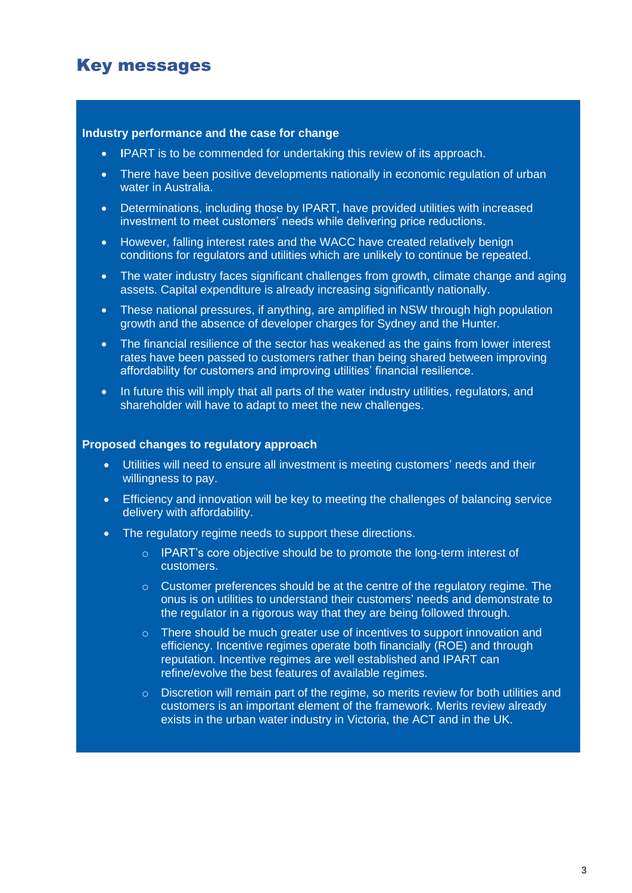# Key messages

**Industry performance and the case for change**

- IPART is to be commended for undertaking this review of its approach.
- There have been positive developments nationally in economic regulation of urban water in Australia.
- Determinations, including those by IPART, have provided utilities with increased investment to meet customers' needs while delivering price reductions.
- However, falling interest rates and the WACC have created relatively benign conditions for regulators and utilities which are unlikely to continue be repeated.
- The water industry faces significant challenges from growth, climate change and aging assets. Capital expenditure is already increasing significantly nationally.
- These national pressures, if anything, are amplified in NSW through high population growth and the absence of developer charges for Sydney and the Hunter.
- The financial resilience of the sector has weakened as the gains from lower interest rates have been passed to customers rather than being shared between improving affordability for customers and improving utilities' financial resilience.
- In future this will imply that all parts of the water industry utilities, regulators, and shareholder will have to adapt to meet the new challenges.

**Proposed changes to regulatory approach**

- Utilities will need to ensure all investment is meeting customers' needs and their willingness to pay.
- Efficiency and innovation will be key to meeting the challenges of balancing service delivery with affordability.
- The regulatory regime needs to support these directions.
  - IPART's core objective should be to promote the long-term interest of customers.
  - Customer preferences should be at the centre of the regulatory regime. The onus is on utilities to understand their customers' needs and demonstrate to the regulator in a rigorous way that they are being followed through.
  - There should be much greater use of incentives to support innovation and efficiency. Incentive regimes operate both financially (ROE) and through reputation. Incentive regimes are well established and IPART can refine/evolve the best features of available regimes.
  - Discretion will remain part of the regime, so merits review for both utilities and customers is an important element of the framework. Merits review already exists in the urban water industry in Victoria, the ACT and in the UK.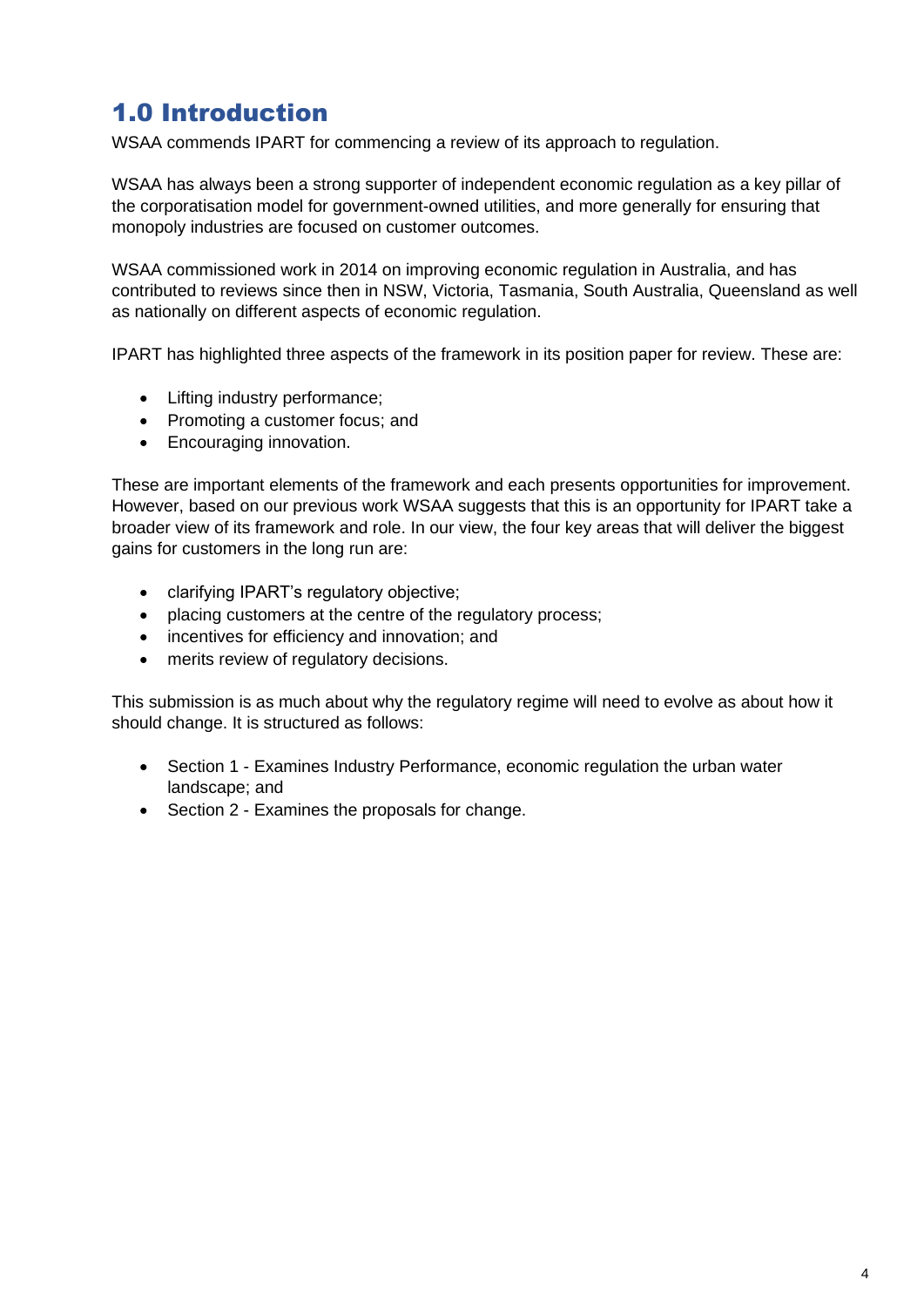# 1.0 Introduction

WSAA commends IPART for commencing a review of its approach to regulation.

WSAA has always been a strong supporter of independent economic regulation as a key pillar of the corporatisation model for government-owned utilities, and more generally for ensuring that monopoly industries are focused on customer outcomes.

WSAA commissioned work in 2014 on improving economic regulation in Australia, and has contributed to reviews since then in NSW, Victoria, Tasmania, South Australia, Queensland as well as nationally on different aspects of economic regulation.

IPART has highlighted three aspects of the framework in its position paper for review. These are:

- Lifting industry performance;
- Promoting a customer focus; and
- Encouraging innovation.

These are important elements of the framework and each presents opportunities for improvement. However, based on our previous work WSAA suggests that this is an opportunity for IPART take a broader view of its framework and role. In our view, the four key areas that will deliver the biggest gains for customers in the long run are:

- clarifying IPART's regulatory objective;
- placing customers at the centre of the regulatory process;
- incentives for efficiency and innovation; and
- merits review of regulatory decisions.

This submission is as much about why the regulatory regime will need to evolve as about how it should change. It is structured as follows:

- Section 1 - Examines Industry Performance, economic regulation the urban water landscape; and
- Section 2 - Examines the proposals for change.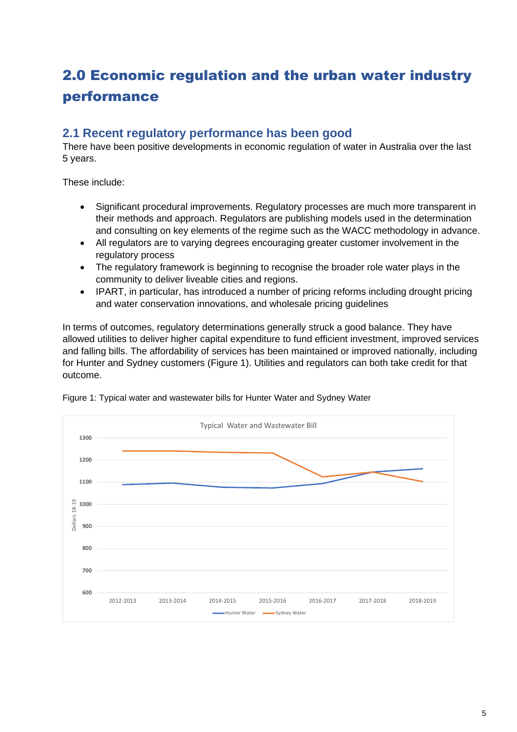# 2.0 Economic regulation and the urban water industry performance

## 2.1 Recent regulatory performance has been good

There have been positive developments in economic regulation of water in Australia over the last 5 years.

These include:

- Significant procedural improvements. Regulatory processes are much more transparent in their methods and approach. Regulators are publishing models used in the determination and consulting on key elements of the regime such as the WACC methodology in advance.
- All regulators are to varying degrees encouraging greater customer involvement in the regulatory process
- The regulatory framework is beginning to recognise the broader role water plays in the community to deliver liveable cities and regions.
- IPART, in particular, has introduced a number of pricing reforms including drought pricing and water conservation innovations, and wholesale pricing guidelines

In terms of outcomes, regulatory determinations generally struck a good balance. They have allowed utilities to deliver higher capital expenditure to fund efficient investment, improved services and falling bills. The affordability of services has been maintained or improved nationally, including for Hunter and Sydney customers (Figure 1). Utilities and regulators can both take credit for that outcome.

Figure 1: Typical water and wastewater bills for Hunter Water and Sydney Water

Typical Water and Wastewater Bill

Dollars 18-19

2012-2013, 2013-2014, 2014-2015, 2015-2016, 2016-2017, 2017-2018, 2018-2019

Hunter Water, Sydney Water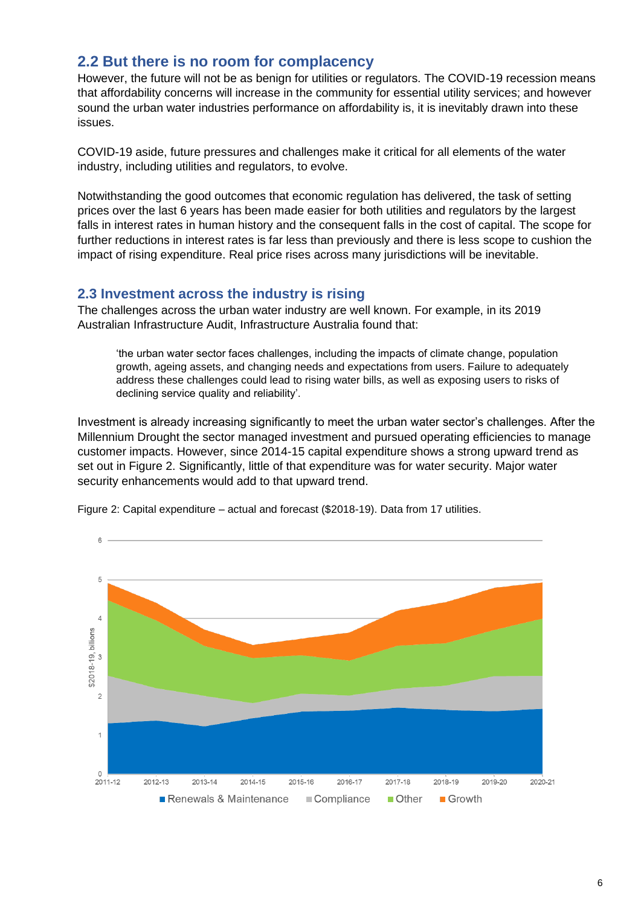## 2.2 But there is no room for complacency

However, the future will not be as benign for utilities or regulators. The COVID-19 recession means that affordability concerns will increase in the community for essential utility services; and however sound the urban water industries performance on affordability is, it is inevitably drawn into these issues.

COVID-19 aside, future pressures and challenges make it critical for all elements of the water industry, including utilities and regulators, to evolve.

Notwithstanding the good outcomes that economic regulation has delivered, the task of setting prices over the last 6 years has been made easier for both utilities and regulators by the largest falls in interest rates in human history and the consequent falls in the cost of capital. The scope for further reductions in interest rates is far less than previously and there is less scope to cushion the impact of rising expenditure. Real price rises across many jurisdictions will be inevitable.

## 2.3 Investment across the industry is rising

The challenges across the urban water industry are well known. For example, in its 2019 Australian Infrastructure Audit, Infrastructure Australia found that:

> 'the urban water sector faces challenges, including the impacts of climate change, population growth, ageing assets, and changing needs and expectations from users. Failure to adequately address these challenges could lead to rising water bills, as well as exposing users to risks of declining service quality and reliability'.

Investment is already increasing significantly to meet the urban water sector's challenges. After the Millennium Drought the sector managed investment and pursued operating efficiencies to manage customer impacts. However, since 2014-15 capital expenditure shows a strong upward trend as set out in Figure 2. Significantly, little of that expenditure was for water security. Major water security enhancements would add to that upward trend.

Figure 2: Capital expenditure – actual and forecast ($2018-19). Data from 17 utilities.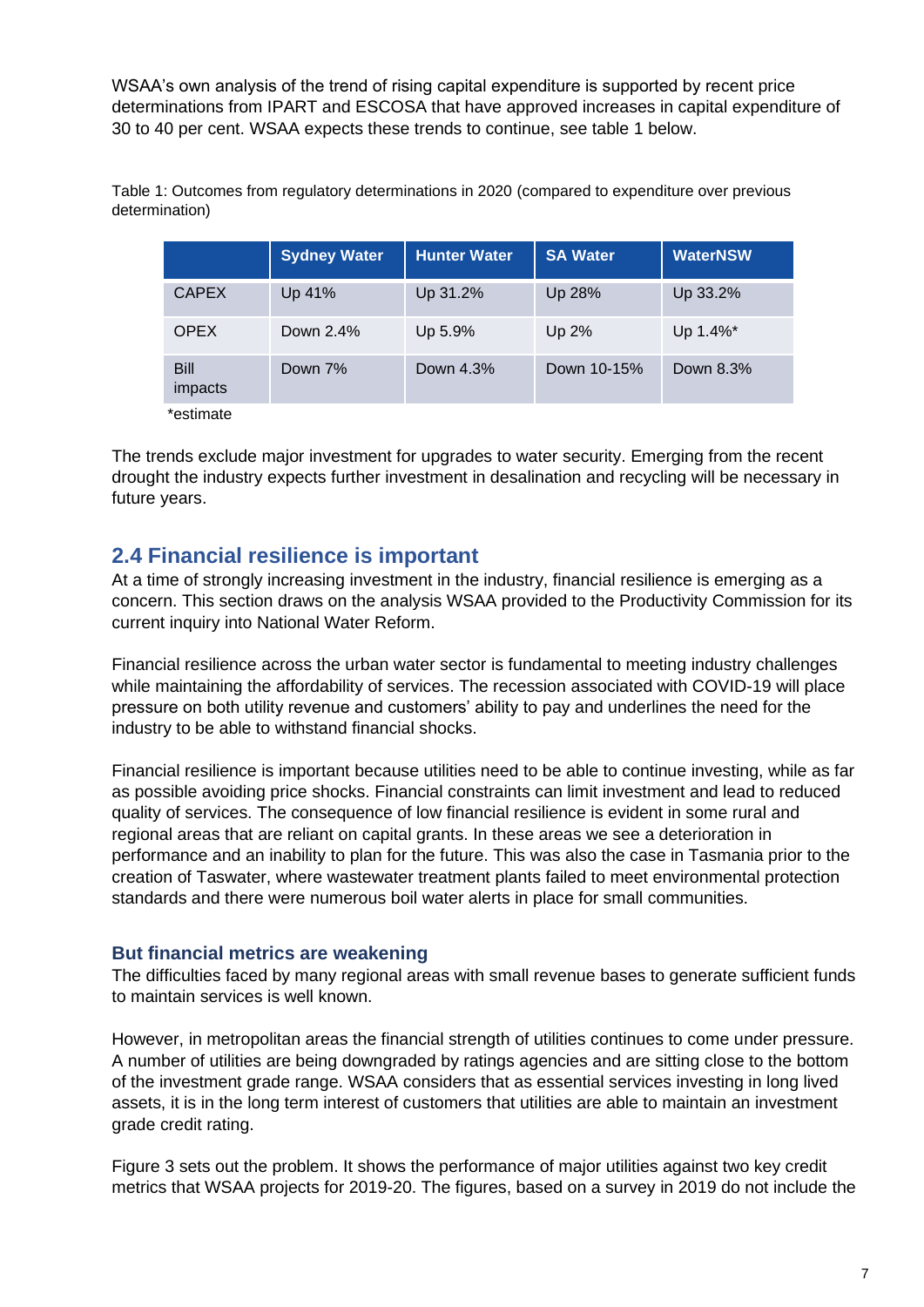WSAA's own analysis of the trend of rising capital expenditure is supported by recent price determinations from IPART and ESCOSA that have approved increases in capital expenditure of 30 to 40 per cent. WSAA expects these trends to continue, see table 1 below.

Table 1: Outcomes from regulatory determinations in 2020 (compared to expenditure over previous determination)

| | Sydney Water | Hunter Water | SA Water | WaterNSW |
|---|---|---|---|---|
| CAPEX | Up 41% | Up 31.2% | Up 28% | Up 33.2% |
| OPEX | Down 2.4% | Up 5.9% | Up 2% | Up 1.4%* |
| Bill impacts | Down 7% | Down 4.3% | Down 10-15% | Down 8.3% |

*estimate

The trends exclude major investment for upgrades to water security. Emerging from the recent drought the industry expects further investment in desalination and recycling will be necessary in future years.

## 2.4 Financial resilience is important

At a time of strongly increasing investment in the industry, financial resilience is emerging as a concern. This section draws on the analysis WSAA provided to the Productivity Commission for its current inquiry into National Water Reform.

Financial resilience across the urban water sector is fundamental to meeting industry challenges while maintaining the affordability of services. The recession associated with COVID-19 will place pressure on both utility revenue and customers' ability to pay and underlines the need for the industry to be able to withstand financial shocks.

Financial resilience is important because utilities need to be able to continue investing, while as far as possible avoiding price shocks. Financial constraints can limit investment and lead to reduced quality of services. The consequence of low financial resilience is evident in some rural and regional areas that are reliant on capital grants. In these areas we see a deterioration in performance and an inability to plan for the future. This was also the case in Tasmania prior to the creation of Taswater, where wastewater treatment plants failed to meet environmental protection standards and there were numerous boil water alerts in place for small communities.

### But financial metrics are weakening

The difficulties faced by many regional areas with small revenue bases to generate sufficient funds to maintain services is well known.

However, in metropolitan areas the financial strength of utilities continues to come under pressure. A number of utilities are being downgraded by ratings agencies and are sitting close to the bottom of the investment grade range. WSAA considers that as essential services investing in long lived assets, it is in the long term interest of customers that utilities are able to maintain an investment grade credit rating.

Figure 3 sets out the problem. It shows the performance of major utilities against two key credit metrics that WSAA projects for 2019-20. The figures, based on a survey in 2019 do not include the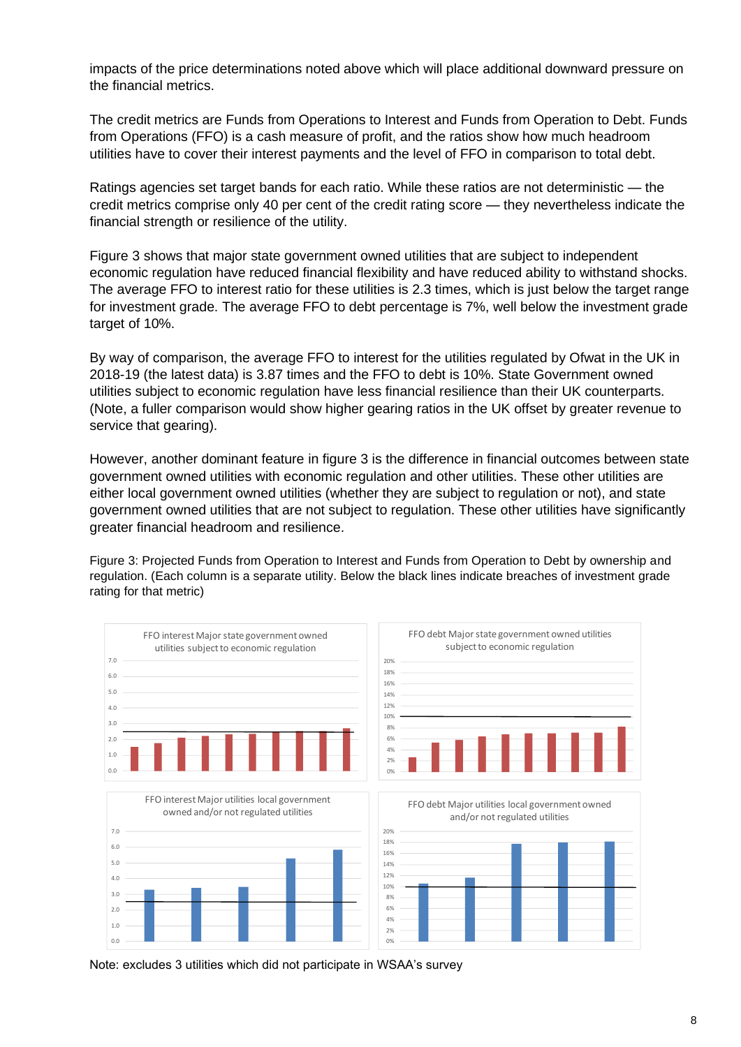impacts of the price determinations noted above which will place additional downward pressure on the financial metrics.

The credit metrics are Funds from Operations to Interest and Funds from Operation to Debt. Funds from Operations (FFO) is a cash measure of profit, and the ratios show how much headroom utilities have to cover their interest payments and the level of FFO in comparison to total debt.

Ratings agencies set target bands for each ratio. While these ratios are not deterministic — the credit metrics comprise only 40 per cent of the credit rating score — they nevertheless indicate the financial strength or resilience of the utility.

Figure 3 shows that major state government owned utilities that are subject to independent economic regulation have reduced financial flexibility and have reduced ability to withstand shocks. The average FFO to interest ratio for these utilities is 2.3 times, which is just below the target range for investment grade. The average FFO to debt percentage is 7%, well below the investment grade target of 10%.

By way of comparison, the average FFO to interest for the utilities regulated by Ofwat in the UK in 2018-19 (the latest data) is 3.87 times and the FFO to debt is 10%. State Government owned utilities subject to economic regulation have less financial resilience than their UK counterparts. (Note, a fuller comparison would show higher gearing ratios in the UK offset by greater revenue to service that gearing).

However, another dominant feature in figure 3 is the difference in financial outcomes between state government owned utilities with economic regulation and other utilities. These other utilities are either local government owned utilities (whether they are subject to regulation or not), and state government owned utilities that are not subject to regulation. These other utilities have significantly greater financial headroom and resilience.

Figure 3: Projected Funds from Operation to Interest and Funds from Operation to Debt by ownership and regulation. (Each column is a separate utility. Below the black lines indicate breaches of investment grade rating for that metric)

Note: excludes 3 utilities which did not participate in WSAA's survey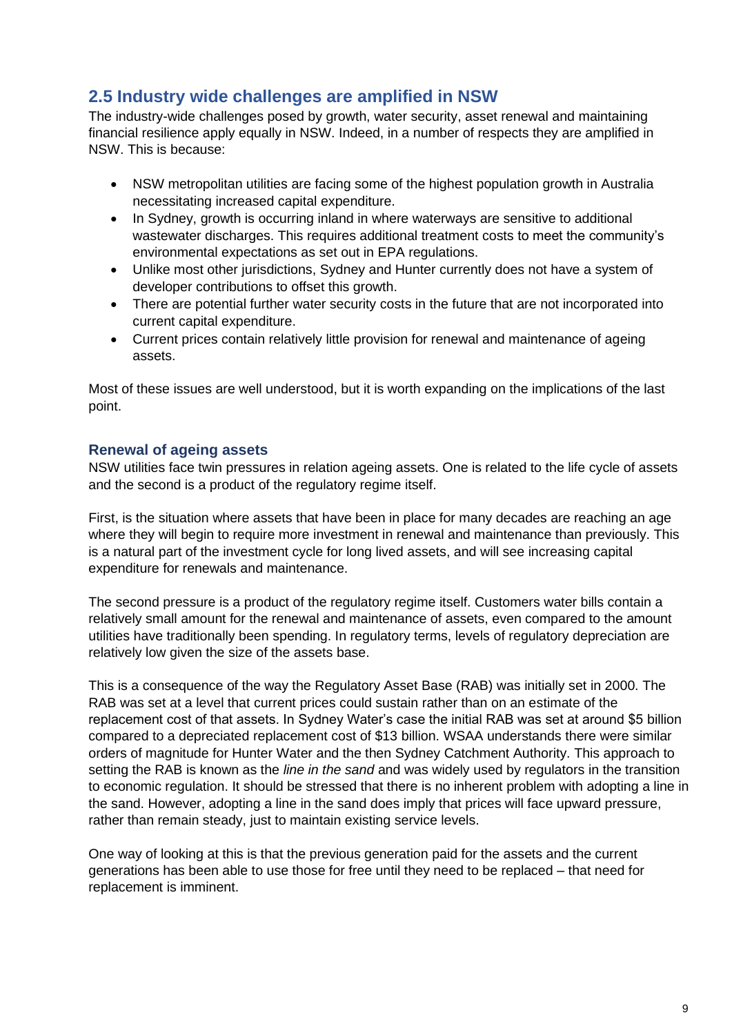## 2.5 Industry wide challenges are amplified in NSW

The industry-wide challenges posed by growth, water security, asset renewal and maintaining financial resilience apply equally in NSW. Indeed, in a number of respects they are amplified in NSW. This is because:

- NSW metropolitan utilities are facing some of the highest population growth in Australia necessitating increased capital expenditure.
- In Sydney, growth is occurring inland in where waterways are sensitive to additional wastewater discharges. This requires additional treatment costs to meet the community's environmental expectations as set out in EPA regulations.
- Unlike most other jurisdictions, Sydney and Hunter currently does not have a system of developer contributions to offset this growth.
- There are potential further water security costs in the future that are not incorporated into current capital expenditure.
- Current prices contain relatively little provision for renewal and maintenance of ageing assets.

Most of these issues are well understood, but it is worth expanding on the implications of the last point.

### Renewal of ageing assets

NSW utilities face twin pressures in relation ageing assets. One is related to the life cycle of assets and the second is a product of the regulatory regime itself.

First, is the situation where assets that have been in place for many decades are reaching an age where they will begin to require more investment in renewal and maintenance than previously. This is a natural part of the investment cycle for long lived assets, and will see increasing capital expenditure for renewals and maintenance.

The second pressure is a product of the regulatory regime itself. Customers water bills contain a relatively small amount for the renewal and maintenance of assets, even compared to the amount utilities have traditionally been spending. In regulatory terms, levels of regulatory depreciation are relatively low given the size of the assets base.

This is a consequence of the way the Regulatory Asset Base (RAB) was initially set in 2000. The RAB was set at a level that current prices could sustain rather than on an estimate of the replacement cost of that assets. In Sydney Water's case the initial RAB was set at around $5 billion compared to a depreciated replacement cost of $13 billion. WSAA understands there were similar orders of magnitude for Hunter Water and the then Sydney Catchment Authority. This approach to setting the RAB is known as the *line in the sand* and was widely used by regulators in the transition to economic regulation. It should be stressed that there is no inherent problem with adopting a line in the sand. However, adopting a line in the sand does imply that prices will face upward pressure, rather than remain steady, just to maintain existing service levels.

One way of looking at this is that the previous generation paid for the assets and the current generations has been able to use those for free until they need to be replaced – that need for replacement is imminent.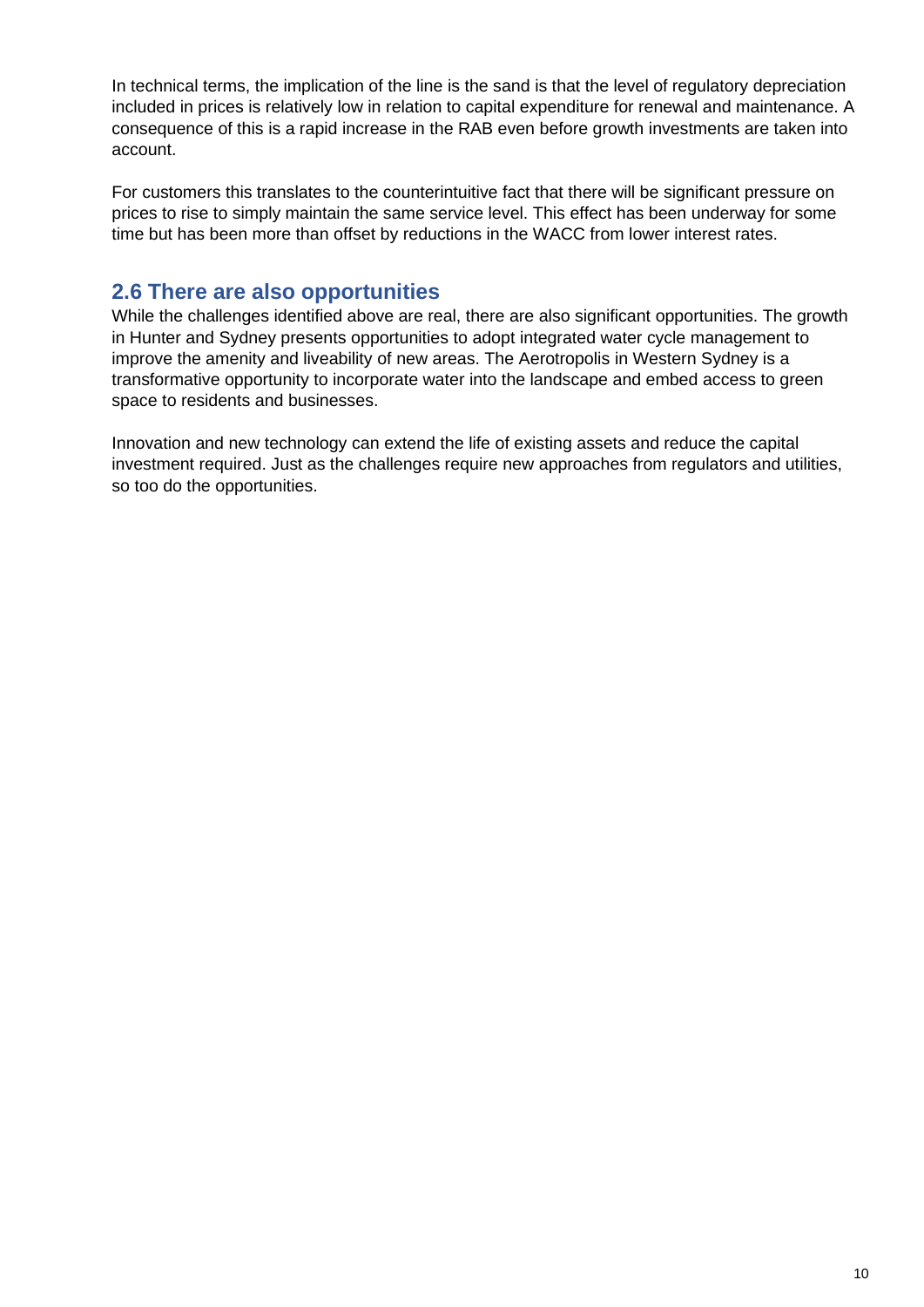In technical terms, the implication of the line is the sand is that the level of regulatory depreciation included in prices is relatively low in relation to capital expenditure for renewal and maintenance. A consequence of this is a rapid increase in the RAB even before growth investments are taken into account.

For customers this translates to the counterintuitive fact that there will be significant pressure on prices to rise to simply maintain the same service level. This effect has been underway for some time but has been more than offset by reductions in the WACC from lower interest rates.

## 2.6 There are also opportunities

While the challenges identified above are real, there are also significant opportunities. The growth in Hunter and Sydney presents opportunities to adopt integrated water cycle management to improve the amenity and liveability of new areas. The Aerotropolis in Western Sydney is a transformative opportunity to incorporate water into the landscape and embed access to green space to residents and businesses.

Innovation and new technology can extend the life of existing assets and reduce the capital investment required. Just as the challenges require new approaches from regulators and utilities, so too do the opportunities.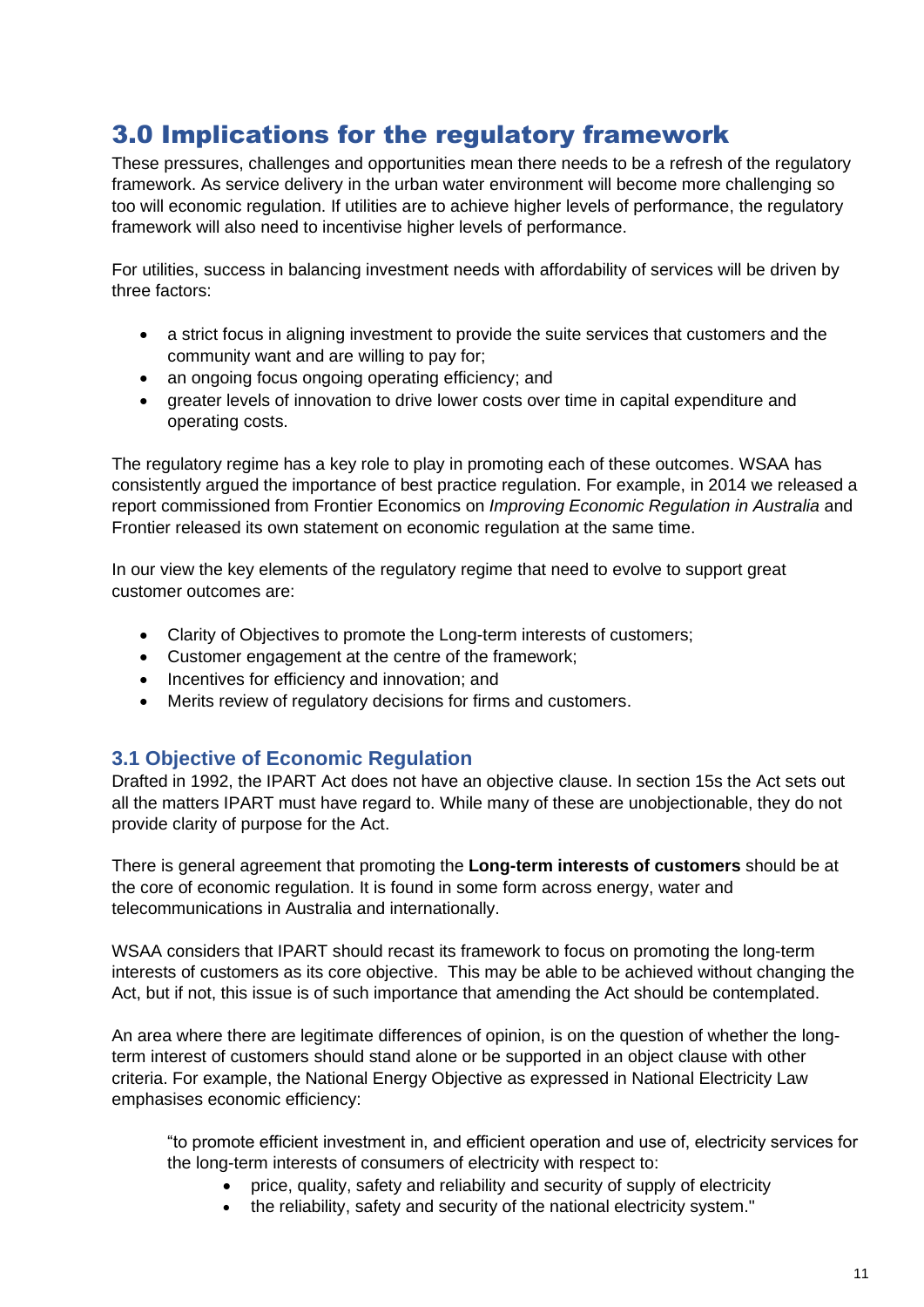# 3.0 Implications for the regulatory framework

These pressures, challenges and opportunities mean there needs to be a refresh of the regulatory framework. As service delivery in the urban water environment will become more challenging so too will economic regulation. If utilities are to achieve higher levels of performance, the regulatory framework will also need to incentivise higher levels of performance.

For utilities, success in balancing investment needs with affordability of services will be driven by three factors:

- a strict focus in aligning investment to provide the suite services that customers and the community want and are willing to pay for;
- an ongoing focus ongoing operating efficiency; and
- greater levels of innovation to drive lower costs over time in capital expenditure and operating costs.

The regulatory regime has a key role to play in promoting each of these outcomes. WSAA has consistently argued the importance of best practice regulation. For example, in 2014 we released a report commissioned from Frontier Economics on *Improving Economic Regulation in Australia* and Frontier released its own statement on economic regulation at the same time.

In our view the key elements of the regulatory regime that need to evolve to support great customer outcomes are:

- Clarity of Objectives to promote the Long-term interests of customers;
- Customer engagement at the centre of the framework;
- Incentives for efficiency and innovation; and
- Merits review of regulatory decisions for firms and customers.

## 3.1 Objective of Economic Regulation

Drafted in 1992, the IPART Act does not have an objective clause. In section 15s the Act sets out all the matters IPART must have regard to. While many of these are unobjectionable, they do not provide clarity of purpose for the Act.

There is general agreement that promoting the **Long-term interests of customers** should be at the core of economic regulation. It is found in some form across energy, water and telecommunications in Australia and internationally.

WSAA considers that IPART should recast its framework to focus on promoting the long-term interests of customers as its core objective. This may be able to be achieved without changing the Act, but if not, this issue is of such importance that amending the Act should be contemplated.

An area where there are legitimate differences of opinion, is on the question of whether the long-term interest of customers should stand alone or be supported in an object clause with other criteria. For example, the National Energy Objective as expressed in National Electricity Law emphasises economic efficiency:

> "to promote efficient investment in, and efficient operation and use of, electricity services for the long-term interests of consumers of electricity with respect to:
>
> - price, quality, safety and reliability and security of supply of electricity
> - the reliability, safety and security of the national electricity system."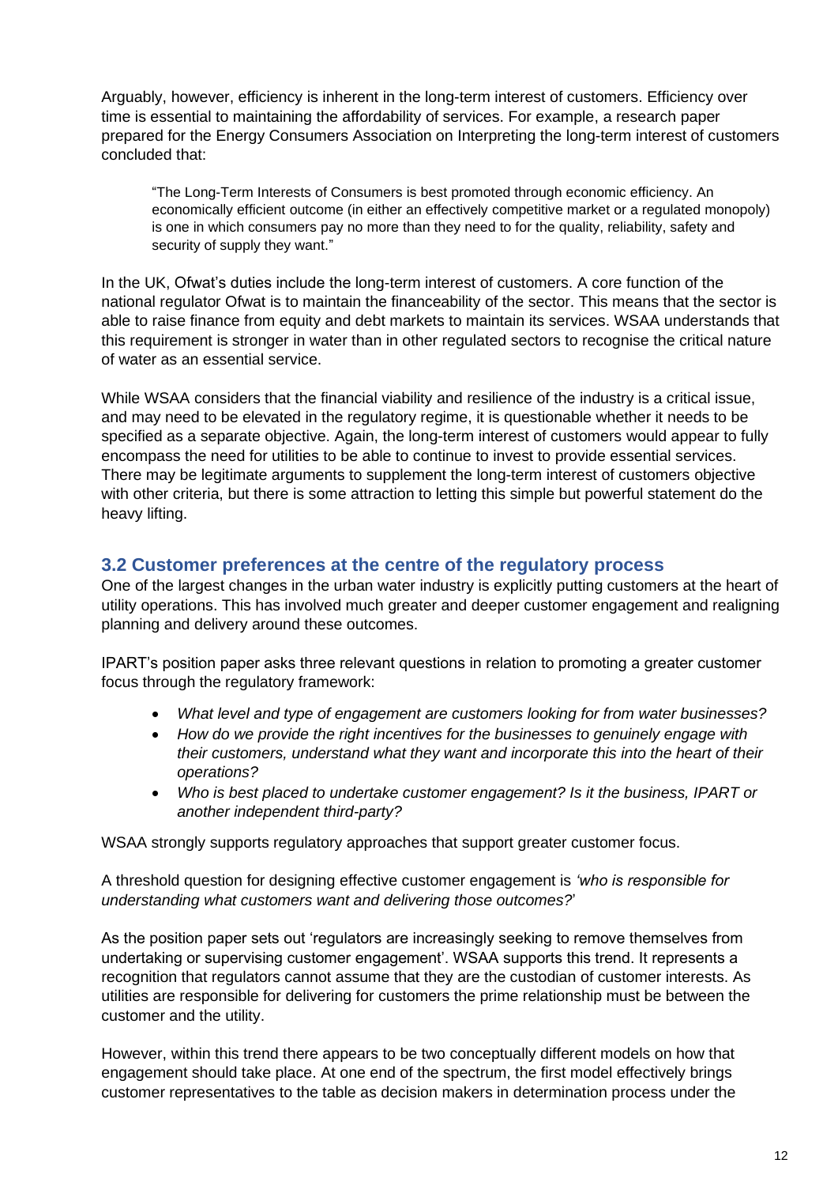Arguably, however, efficiency is inherent in the long-term interest of customers. Efficiency over time is essential to maintaining the affordability of services. For example, a research paper prepared for the Energy Consumers Association on Interpreting the long-term interest of customers concluded that:

> "The Long-Term Interests of Consumers is best promoted through economic efficiency. An economically efficient outcome (in either an effectively competitive market or a regulated monopoly) is one in which consumers pay no more than they need to for the quality, reliability, safety and security of supply they want."

In the UK, Ofwat's duties include the long-term interest of customers. A core function of the national regulator Ofwat is to maintain the financeability of the sector. This means that the sector is able to raise finance from equity and debt markets to maintain its services. WSAA understands that this requirement is stronger in water than in other regulated sectors to recognise the critical nature of water as an essential service.

While WSAA considers that the financial viability and resilience of the industry is a critical issue, and may need to be elevated in the regulatory regime, it is questionable whether it needs to be specified as a separate objective. Again, the long-term interest of customers would appear to fully encompass the need for utilities to be able to continue to invest to provide essential services. There may be legitimate arguments to supplement the long-term interest of customers objective with other criteria, but there is some attraction to letting this simple but powerful statement do the heavy lifting.

## 3.2 Customer preferences at the centre of the regulatory process

One of the largest changes in the urban water industry is explicitly putting customers at the heart of utility operations. This has involved much greater and deeper customer engagement and realigning planning and delivery around these outcomes.

IPART's position paper asks three relevant questions in relation to promoting a greater customer focus through the regulatory framework:

- *What level and type of engagement are customers looking for from water businesses?*
- *How do we provide the right incentives for the businesses to genuinely engage with their customers, understand what they want and incorporate this into the heart of their operations?*
- *Who is best placed to undertake customer engagement? Is it the business, IPART or another independent third-party?*

WSAA strongly supports regulatory approaches that support greater customer focus.

A threshold question for designing effective customer engagement is *'who is responsible for understanding what customers want and delivering those outcomes?'*

As the position paper sets out 'regulators are increasingly seeking to remove themselves from undertaking or supervising customer engagement'. WSAA supports this trend. It represents a recognition that regulators cannot assume that they are the custodian of customer interests. As utilities are responsible for delivering for customers the prime relationship must be between the customer and the utility.

However, within this trend there appears to be two conceptually different models on how that engagement should take place. At one end of the spectrum, the first model effectively brings customer representatives to the table as decision makers in determination process under the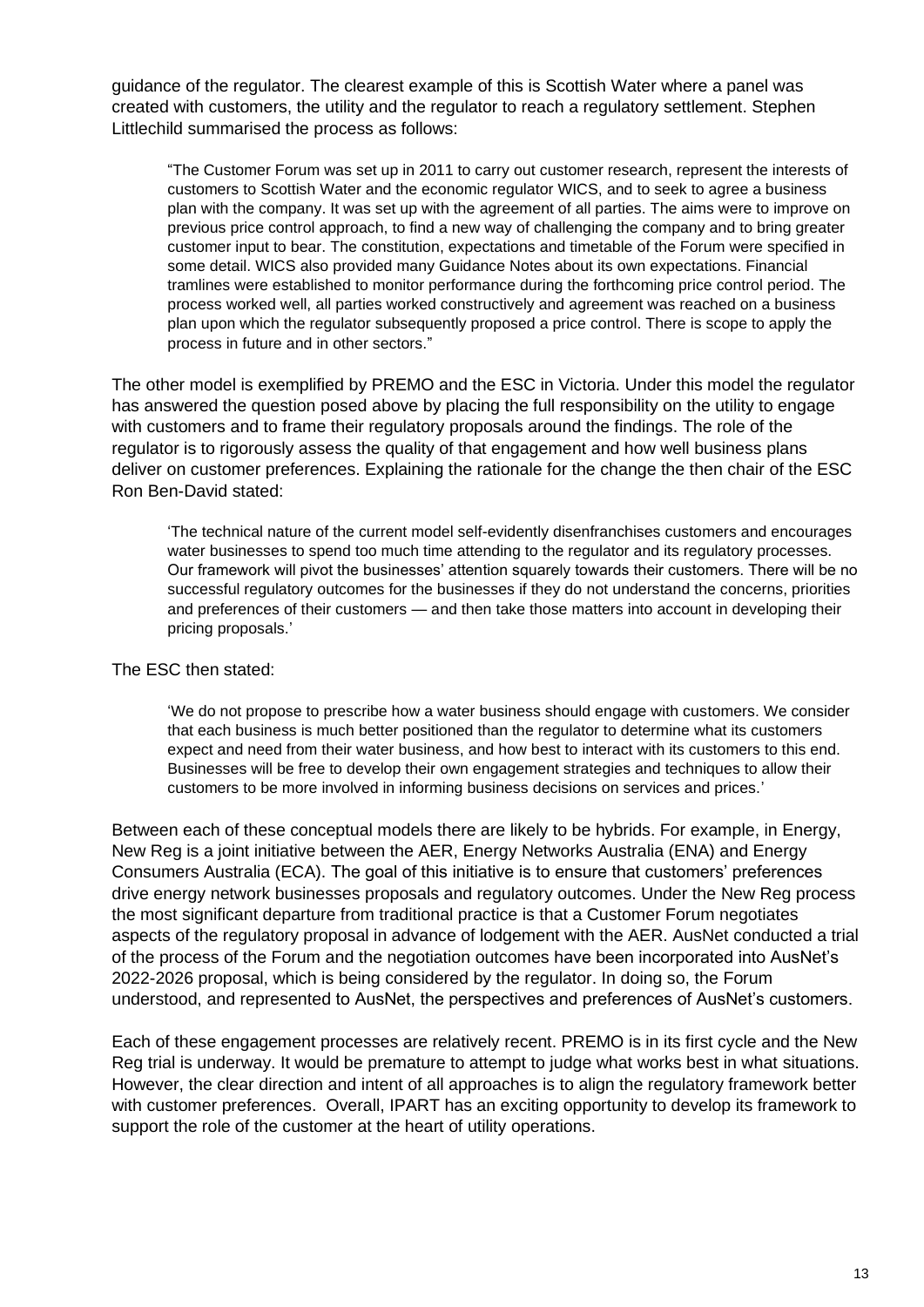guidance of the regulator. The clearest example of this is Scottish Water where a panel was created with customers, the utility and the regulator to reach a regulatory settlement. Stephen Littlechild summarised the process as follows:

> "The Customer Forum was set up in 2011 to carry out customer research, represent the interests of customers to Scottish Water and the economic regulator WICS, and to seek to agree a business plan with the company. It was set up with the agreement of all parties. The aims were to improve on previous price control approach, to find a new way of challenging the company and to bring greater customer input to bear. The constitution, expectations and timetable of the Forum were specified in some detail. WICS also provided many Guidance Notes about its own expectations. Financial tramlines were established to monitor performance during the forthcoming price control period. The process worked well, all parties worked constructively and agreement was reached on a business plan upon which the regulator subsequently proposed a price control. There is scope to apply the process in future and in other sectors."

The other model is exemplified by PREMO and the ESC in Victoria. Under this model the regulator has answered the question posed above by placing the full responsibility on the utility to engage with customers and to frame their regulatory proposals around the findings. The role of the regulator is to rigorously assess the quality of that engagement and how well business plans deliver on customer preferences. Explaining the rationale for the change the then chair of the ESC Ron Ben-David stated:

> 'The technical nature of the current model self-evidently disenfranchises customers and encourages water businesses to spend too much time attending to the regulator and its regulatory processes. Our framework will pivot the businesses' attention squarely towards their customers. There will be no successful regulatory outcomes for the businesses if they do not understand the concerns, priorities and preferences of their customers — and then take those matters into account in developing their pricing proposals.'

The ESC then stated:

> 'We do not propose to prescribe how a water business should engage with customers. We consider that each business is much better positioned than the regulator to determine what its customers expect and need from their water business, and how best to interact with its customers to this end. Businesses will be free to develop their own engagement strategies and techniques to allow their customers to be more involved in informing business decisions on services and prices.'

Between each of these conceptual models there are likely to be hybrids. For example, in Energy, New Reg is a joint initiative between the AER, Energy Networks Australia (ENA) and Energy Consumers Australia (ECA). The goal of this initiative is to ensure that customers' preferences drive energy network businesses proposals and regulatory outcomes. Under the New Reg process the most significant departure from traditional practice is that a Customer Forum negotiates aspects of the regulatory proposal in advance of lodgement with the AER. AusNet conducted a trial of the process of the Forum and the negotiation outcomes have been incorporated into AusNet's 2022-2026 proposal, which is being considered by the regulator. In doing so, the Forum understood, and represented to AusNet, the perspectives and preferences of AusNet's customers.

Each of these engagement processes are relatively recent. PREMO is in its first cycle and the New Reg trial is underway. It would be premature to attempt to judge what works best in what situations. However, the clear direction and intent of all approaches is to align the regulatory framework better with customer preferences. Overall, IPART has an exciting opportunity to develop its framework to support the role of the customer at the heart of utility operations.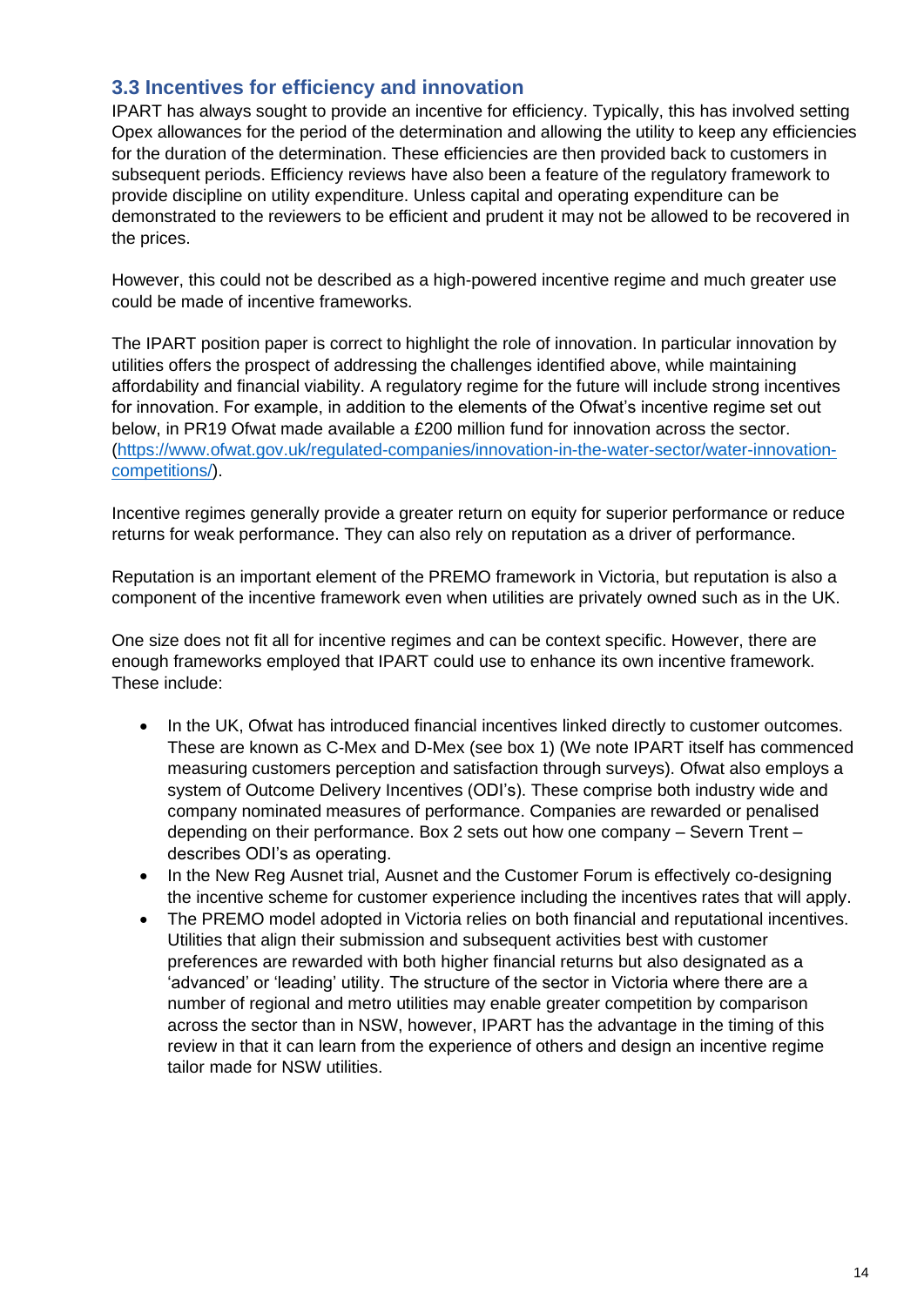## 3.3 Incentives for efficiency and innovation

IPART has always sought to provide an incentive for efficiency. Typically, this has involved setting Opex allowances for the period of the determination and allowing the utility to keep any efficiencies for the duration of the determination. These efficiencies are then provided back to customers in subsequent periods. Efficiency reviews have also been a feature of the regulatory framework to provide discipline on utility expenditure. Unless capital and operating expenditure can be demonstrated to the reviewers to be efficient and prudent it may not be allowed to be recovered in the prices.

However, this could not be described as a high-powered incentive regime and much greater use could be made of incentive frameworks.

The IPART position paper is correct to highlight the role of innovation. In particular innovation by utilities offers the prospect of addressing the challenges identified above, while maintaining affordability and financial viability. A regulatory regime for the future will include strong incentives for innovation. For example, in addition to the elements of the Ofwat's incentive regime set out below, in PR19 Ofwat made available a £200 million fund for innovation across the sector. (https://www.ofwat.gov.uk/regulated-companies/innovation-in-the-water-sector/water-innovation-competitions/).

Incentive regimes generally provide a greater return on equity for superior performance or reduce returns for weak performance. They can also rely on reputation as a driver of performance.

Reputation is an important element of the PREMO framework in Victoria, but reputation is also a component of the incentive framework even when utilities are privately owned such as in the UK.

One size does not fit all for incentive regimes and can be context specific. However, there are enough frameworks employed that IPART could use to enhance its own incentive framework. These include:

- In the UK, Ofwat has introduced financial incentives linked directly to customer outcomes. These are known as C-Mex and D-Mex (see box 1) (We note IPART itself has commenced measuring customers perception and satisfaction through surveys). Ofwat also employs a system of Outcome Delivery Incentives (ODI's). These comprise both industry wide and company nominated measures of performance. Companies are rewarded or penalised depending on their performance. Box 2 sets out how one company – Severn Trent – describes ODI's as operating.
- In the New Reg Ausnet trial, Ausnet and the Customer Forum is effectively co-designing the incentive scheme for customer experience including the incentives rates that will apply.
- The PREMO model adopted in Victoria relies on both financial and reputational incentives. Utilities that align their submission and subsequent activities best with customer preferences are rewarded with both higher financial returns but also designated as a 'advanced' or 'leading' utility. The structure of the sector in Victoria where there are a number of regional and metro utilities may enable greater competition by comparison across the sector than in NSW, however, IPART has the advantage in the timing of this review in that it can learn from the experience of others and design an incentive regime tailor made for NSW utilities.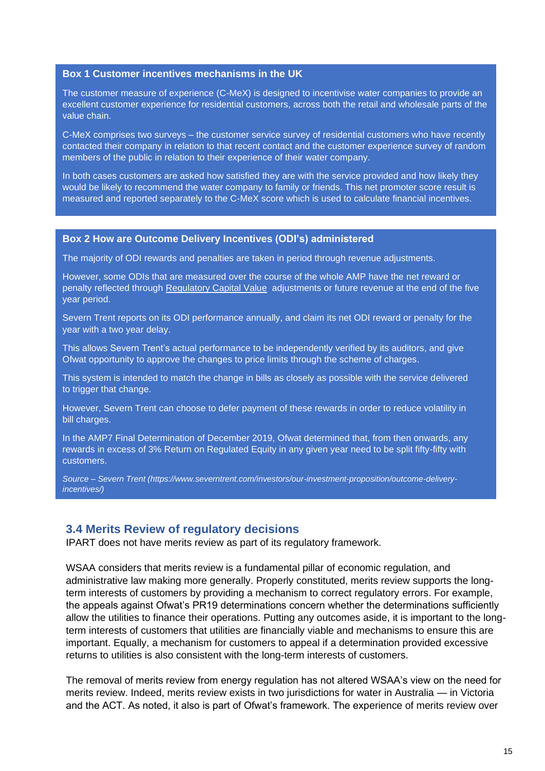**Box 1 Customer incentives mechanisms in the UK**

The customer measure of experience (C-MeX) is designed to incentivise water companies to provide an excellent customer experience for residential customers, across both the retail and wholesale parts of the value chain.

C-MeX comprises two surveys – the customer service survey of residential customers who have recently contacted their company in relation to that recent contact and the customer experience survey of random members of the public in relation to their experience of their water company.

In both cases customers are asked how satisfied they are with the service provided and how likely they would be likely to recommend the water company to family or friends. This net promoter score result is measured and reported separately to the C-MeX score which is used to calculate financial incentives.

**Box 2 How are Outcome Delivery Incentives (ODI's) administered**

The majority of ODI rewards and penalties are taken in period through revenue adjustments.

However, some ODIs that are measured over the course of the whole AMP have the net reward or penalty reflected through Regulatory Capital Value adjustments or future revenue at the end of the five year period.

Severn Trent reports on its ODI performance annually, and claim its net ODI reward or penalty for the year with a two year delay.

This allows Severn Trent's actual performance to be independently verified by its auditors, and give Ofwat opportunity to approve the changes to price limits through the scheme of charges.

This system is intended to match the change in bills as closely as possible with the service delivered to trigger that change.

However, Severn Trent can choose to defer payment of these rewards in order to reduce volatility in bill charges.

In the AMP7 Final Determination of December 2019, Ofwat determined that, from then onwards, any rewards in excess of 3% Return on Regulated Equity in any given year need to be split fifty-fifty with customers.

*Source – Severn Trent (https://www.severntrent.com/investors/our-investment-proposition/outcome-delivery-incentives/)*

## 3.4 Merits Review of regulatory decisions

IPART does not have merits review as part of its regulatory framework.

WSAA considers that merits review is a fundamental pillar of economic regulation, and administrative law making more generally. Properly constituted, merits review supports the long-term interests of customers by providing a mechanism to correct regulatory errors. For example, the appeals against Ofwat's PR19 determinations concern whether the determinations sufficiently allow the utilities to finance their operations. Putting any outcomes aside, it is important to the long-term interests of customers that utilities are financially viable and mechanisms to ensure this are important. Equally, a mechanism for customers to appeal if a determination provided excessive returns to utilities is also consistent with the long-term interests of customers.

The removal of merits review from energy regulation has not altered WSAA's view on the need for merits review. Indeed, merits review exists in two jurisdictions for water in Australia — in Victoria and the ACT. As noted, it also is part of Ofwat's framework. The experience of merits review over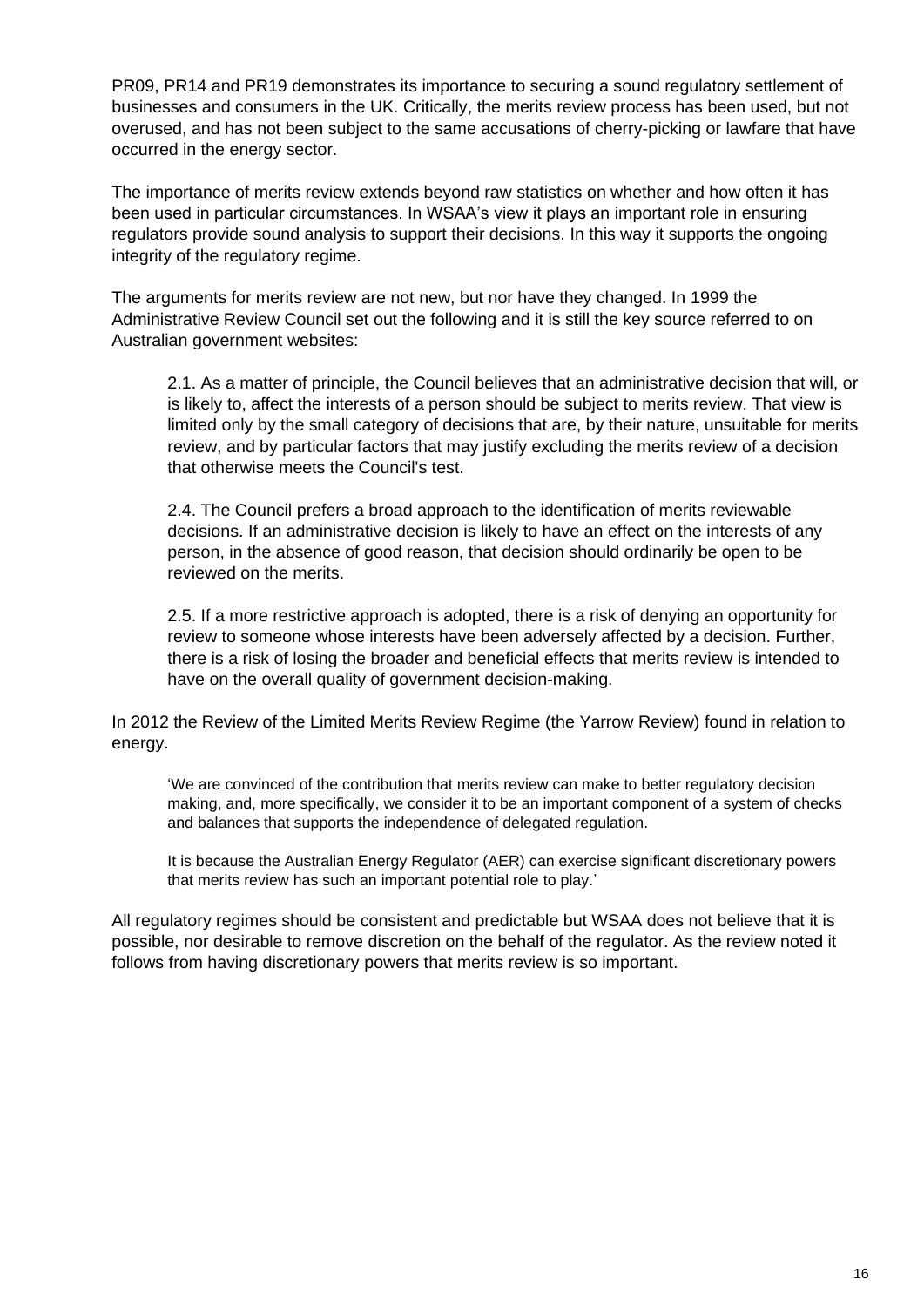PR09, PR14 and PR19 demonstrates its importance to securing a sound regulatory settlement of businesses and consumers in the UK. Critically, the merits review process has been used, but not overused, and has not been subject to the same accusations of cherry-picking or lawfare that have occurred in the energy sector.

The importance of merits review extends beyond raw statistics on whether and how often it has been used in particular circumstances. In WSAA's view it plays an important role in ensuring regulators provide sound analysis to support their decisions. In this way it supports the ongoing integrity of the regulatory regime.

The arguments for merits review are not new, but nor have they changed. In 1999 the Administrative Review Council set out the following and it is still the key source referred to on Australian government websites:

> 2.1. As a matter of principle, the Council believes that an administrative decision that will, or is likely to, affect the interests of a person should be subject to merits review. That view is limited only by the small category of decisions that are, by their nature, unsuitable for merits review, and by particular factors that may justify excluding the merits review of a decision that otherwise meets the Council's test.
>
> 2.4. The Council prefers a broad approach to the identification of merits reviewable decisions. If an administrative decision is likely to have an effect on the interests of any person, in the absence of good reason, that decision should ordinarily be open to be reviewed on the merits.
>
> 2.5. If a more restrictive approach is adopted, there is a risk of denying an opportunity for review to someone whose interests have been adversely affected by a decision. Further, there is a risk of losing the broader and beneficial effects that merits review is intended to have on the overall quality of government decision-making.

In 2012 the Review of the Limited Merits Review Regime (the Yarrow Review) found in relation to energy.

> 'We are convinced of the contribution that merits review can make to better regulatory decision making, and, more specifically, we consider it to be an important component of a system of checks and balances that supports the independence of delegated regulation.
>
> It is because the Australian Energy Regulator (AER) can exercise significant discretionary powers that merits review has such an important potential role to play.'

All regulatory regimes should be consistent and predictable but WSAA does not believe that it is possible, nor desirable to remove discretion on the behalf of the regulator. As the review noted it follows from having discretionary powers that merits review is so important.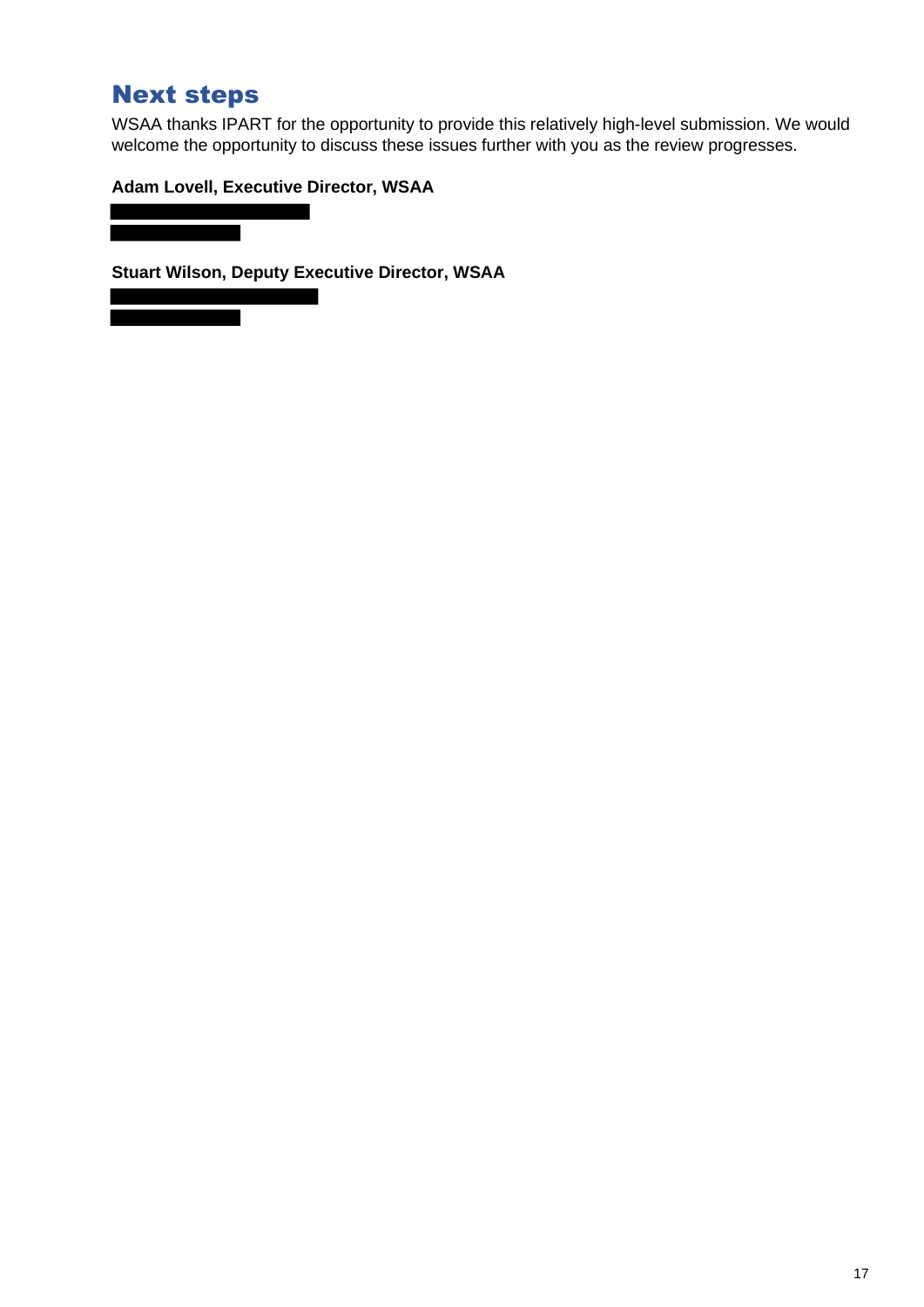## Next steps

WSAA thanks IPART for the opportunity to provide this relatively high-level submission. We would welcome the opportunity to discuss these issues further with you as the review progresses.

**Adam Lovell, Executive Director, WSAA**

**Stuart Wilson, Deputy Executive Director, WSAA**